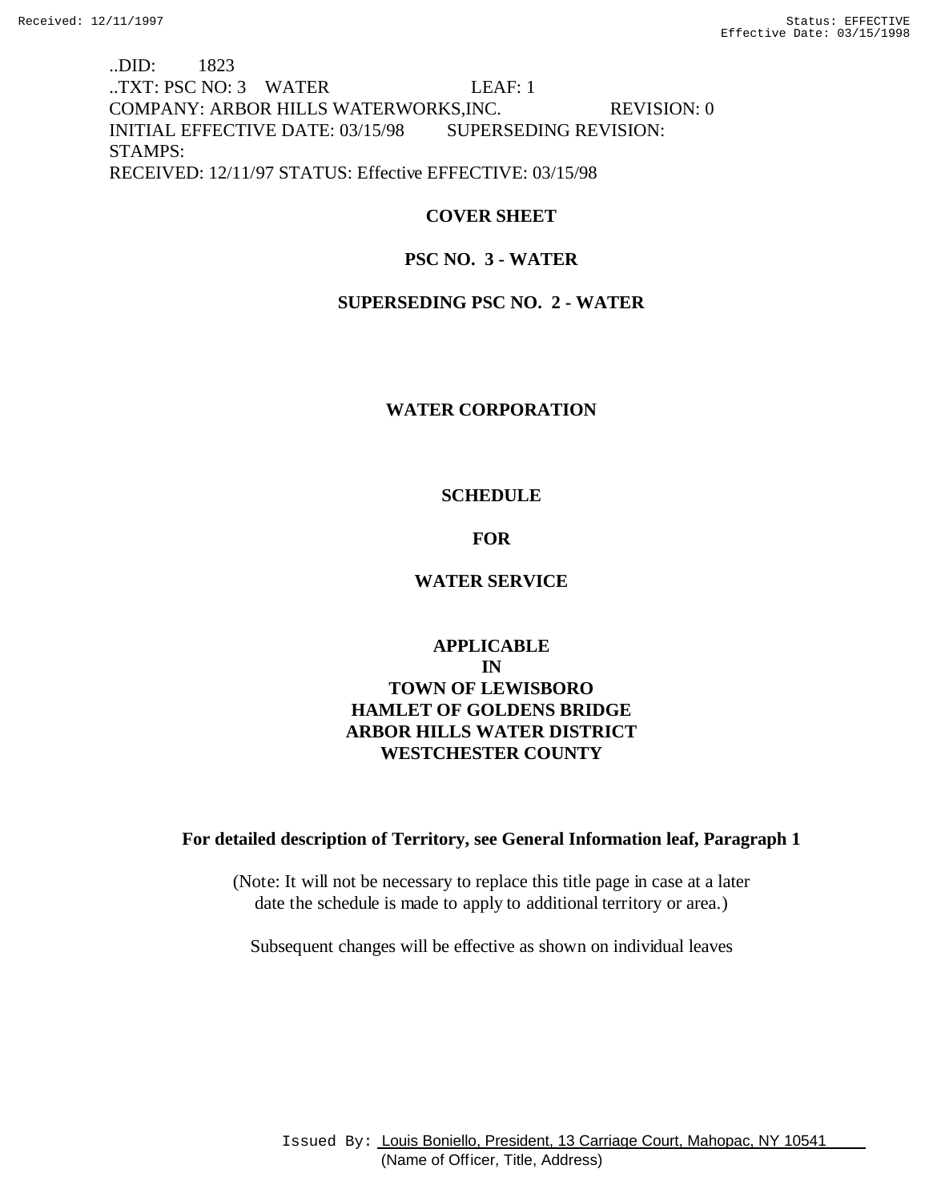..DID: 1823
..TXT: PSC NO: 3 WATER LEAF: 1
COMPANY: ARBOR HILLS WATERWORKS,INC. REVISION: 0
INITIAL EFFECTIVE DATE: 03/15/98 SUPERSEDING REVISION:
STAMPS:
RECEIVED: 12/11/97 STATUS: Effective EFFECTIVE: 03/15/98

**COVER SHEET**

**PSC NO. 3 - WATER**

**SUPERSEDING PSC NO. 2 - WATER**

**WATER CORPORATION**

**SCHEDULE**

**FOR**

**WATER SERVICE**

**APPLICABLE**
**IN**
**TOWN OF LEWISBORO**
**HAMLET OF GOLDENS BRIDGE**
**ARBOR HILLS WATER DISTRICT**
**WESTCHESTER COUNTY**

**For detailed description of Territory, see General Information leaf, Paragraph 1**

(Note: It will not be necessary to replace this title page in case at a later date the schedule is made to apply to additional territory or area.)

Subsequent changes will be effective as shown on individual leaves

Issued By: Louis Boniello, President, 13 Carriage Court, Mahopac, NY 10541
(Name of Officer, Title, Address)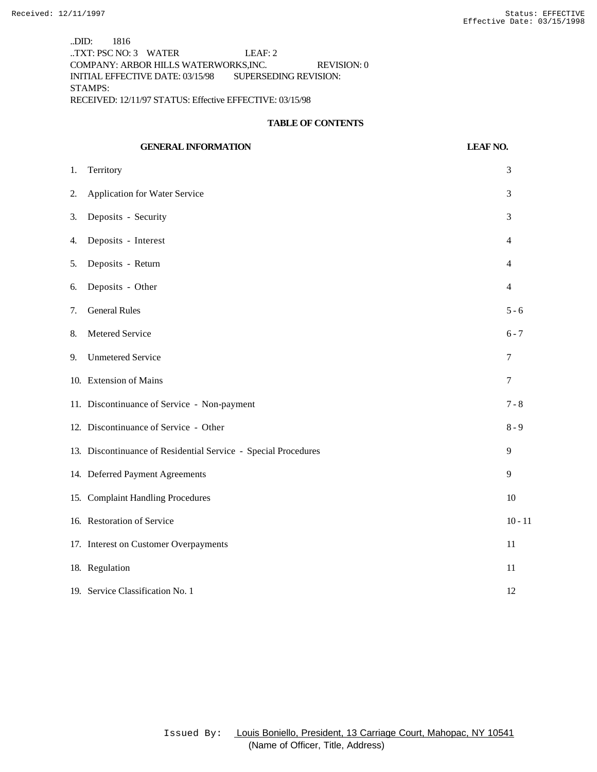..DID: 1816
..TXT: PSC NO: 3 WATER LEAF: 2
COMPANY: ARBOR HILLS WATERWORKS,INC. REVISION: 0
INITIAL EFFECTIVE DATE: 03/15/98 SUPERSEDING REVISION:
STAMPS:
RECEIVED: 12/11/97 STATUS: Effective EFFECTIVE: 03/15/98

## TABLE OF CONTENTS

| GENERAL INFORMATION | LEAF NO. |
|---|---|
| 1. Territory | 3 |
| 2. Application for Water Service | 3 |
| 3. Deposits - Security | 3 |
| 4. Deposits - Interest | 4 |
| 5. Deposits - Return | 4 |
| 6. Deposits - Other | 4 |
| 7. General Rules | 5 - 6 |
| 8. Metered Service | 6 - 7 |
| 9. Unmetered Service | 7 |
| 10. Extension of Mains | 7 |
| 11. Discontinuance of Service - Non-payment | 7 - 8 |
| 12. Discontinuance of Service - Other | 8 - 9 |
| 13. Discontinuance of Residential Service - Special Procedures | 9 |
| 14. Deferred Payment Agreements | 9 |
| 15. Complaint Handling Procedures | 10 |
| 16. Restoration of Service | 10 - 11 |
| 17. Interest on Customer Overpayments | 11 |
| 18. Regulation | 11 |
| 19. Service Classification No. 1 | 12 |

Issued By: Louis Boniello, President, 13 Carriage Court, Mahopac, NY 10541
(Name of Officer, Title, Address)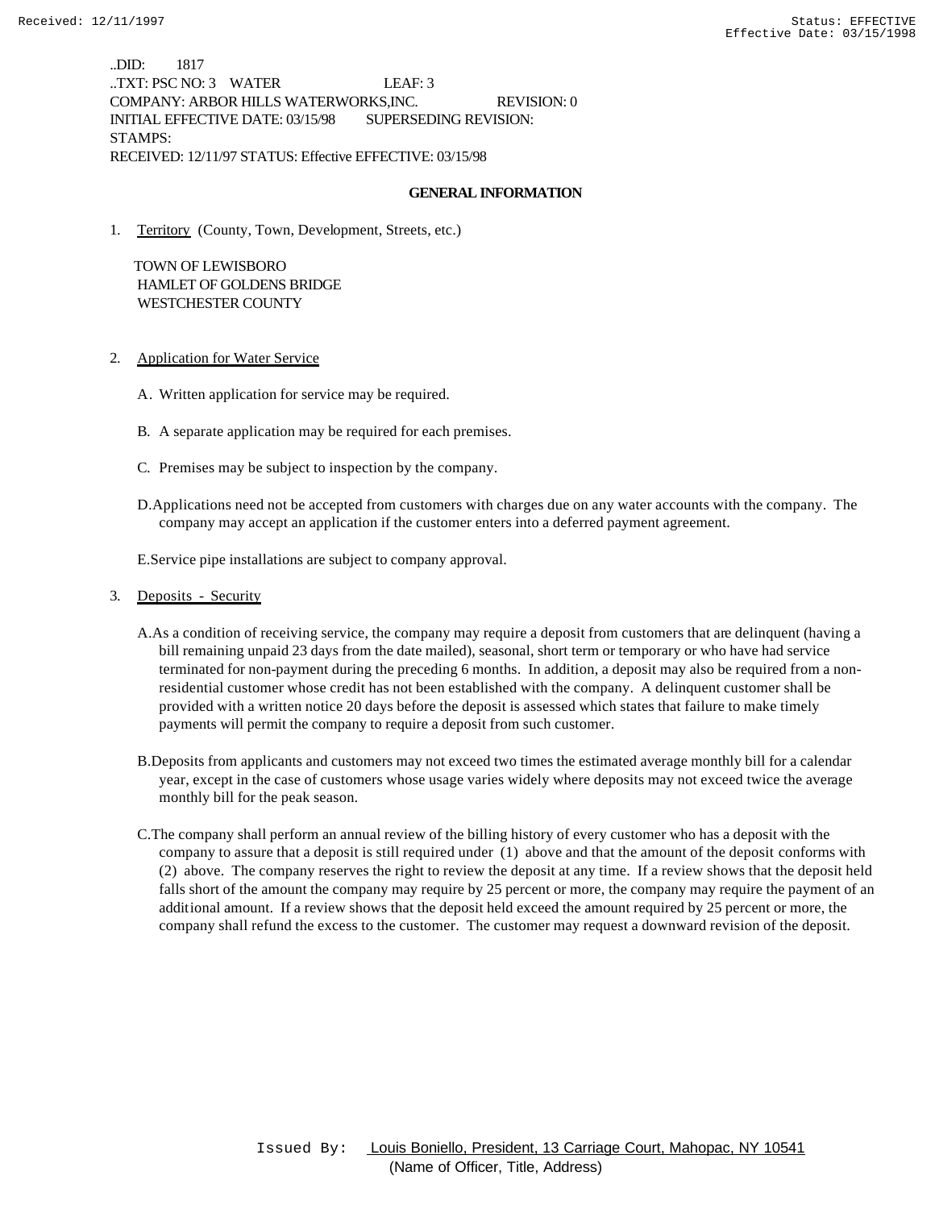..DID: 1817
..TXT: PSC NO: 3 WATER LEAF: 3
COMPANY: ARBOR HILLS WATERWORKS,INC. REVISION: 0
INITIAL EFFECTIVE DATE: 03/15/98 SUPERSEDING REVISION:
STAMPS:
RECEIVED: 12/11/97 STATUS: Effective EFFECTIVE: 03/15/98

## GENERAL INFORMATION

1. Territory (County, Town, Development, Streets, etc.)

   TOWN OF LEWISBORO
   HAMLET OF GOLDENS BRIDGE
   WESTCHESTER COUNTY

2. Application for Water Service

   A. Written application for service may be required.

   B. A separate application may be required for each premises.

   C. Premises may be subject to inspection by the company.

   D. Applications need not be accepted from customers with charges due on any water accounts with the company. The company may accept an application if the customer enters into a deferred payment agreement.

   E. Service pipe installations are subject to company approval.

3. Deposits - Security

   A. As a condition of receiving service, the company may require a deposit from customers that are delinquent (having a bill remaining unpaid 23 days from the date mailed), seasonal, short term or temporary or who have had service terminated for non-payment during the preceding 6 months. In addition, a deposit may also be required from a non-residential customer whose credit has not been established with the company. A delinquent customer shall be provided with a written notice 20 days before the deposit is assessed which states that failure to make timely payments will permit the company to require a deposit from such customer.

   B. Deposits from applicants and customers may not exceed two times the estimated average monthly bill for a calendar year, except in the case of customers whose usage varies widely where deposits may not exceed twice the average monthly bill for the peak season.

   C. The company shall perform an annual review of the billing history of every customer who has a deposit with the company to assure that a deposit is still required under (1) above and that the amount of the deposit conforms with (2) above. The company reserves the right to review the deposit at any time. If a review shows that the deposit held falls short of the amount the company may require by 25 percent or more, the company may require the payment of an additional amount. If a review shows that the deposit held exceed the amount required by 25 percent or more, the company shall refund the excess to the customer. The customer may request a downward revision of the deposit.

Issued By: Louis Boniello, President, 13 Carriage Court, Mahopac, NY 10541
(Name of Officer, Title, Address)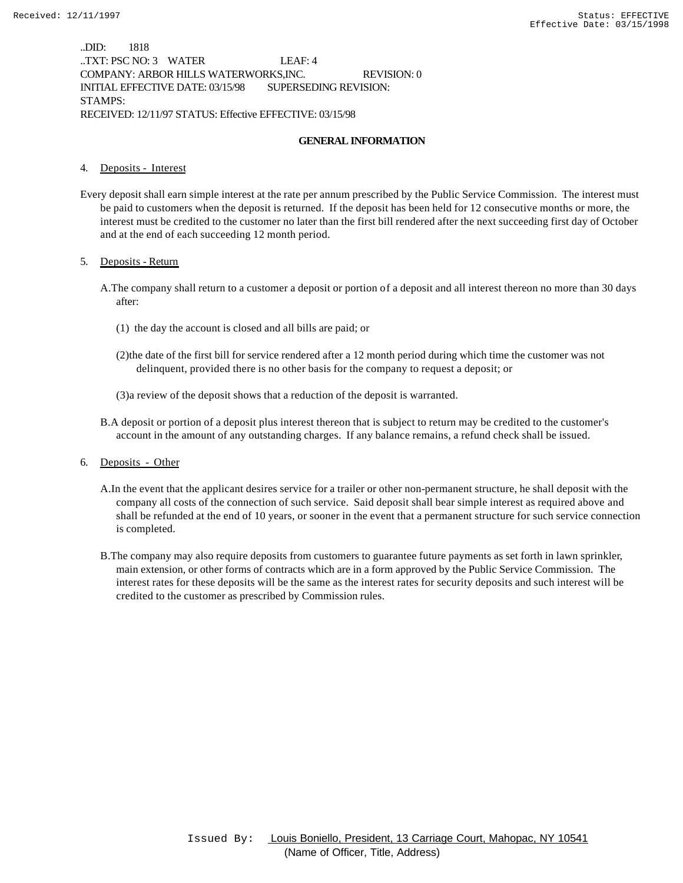..DID: 1818
..TXT: PSC NO: 3 WATER LEAF: 4
COMPANY: ARBOR HILLS WATERWORKS,INC. REVISION: 0
INITIAL EFFECTIVE DATE: 03/15/98 SUPERSEDING REVISION:
STAMPS:
RECEIVED: 12/11/97 STATUS: Effective EFFECTIVE: 03/15/98

## GENERAL INFORMATION

4. Deposits - Interest

Every deposit shall earn simple interest at the rate per annum prescribed by the Public Service Commission. The interest must be paid to customers when the deposit is returned. If the deposit has been held for 12 consecutive months or more, the interest must be credited to the customer no later than the first bill rendered after the next succeeding first day of October and at the end of each succeeding 12 month period.

5. Deposits - Return

A. The company shall return to a customer a deposit or portion of a deposit and all interest thereon no more than 30 days after:

(1) the day the account is closed and all bills are paid; or

(2) the date of the first bill for service rendered after a 12 month period during which time the customer was not delinquent, provided there is no other basis for the company to request a deposit; or

(3) a review of the deposit shows that a reduction of the deposit is warranted.

B. A deposit or portion of a deposit plus interest thereon that is subject to return may be credited to the customer's account in the amount of any outstanding charges. If any balance remains, a refund check shall be issued.

6. Deposits - Other

A. In the event that the applicant desires service for a trailer or other non-permanent structure, he shall deposit with the company all costs of the connection of such service. Said deposit shall bear simple interest as required above and shall be refunded at the end of 10 years, or sooner in the event that a permanent structure for such service connection is completed.

B. The company may also require deposits from customers to guarantee future payments as set forth in lawn sprinkler, main extension, or other forms of contracts which are in a form approved by the Public Service Commission. The interest rates for these deposits will be the same as the interest rates for security deposits and such interest will be credited to the customer as prescribed by Commission rules.

Issued By: Louis Boniello, President, 13 Carriage Court, Mahopac, NY 10541
(Name of Officer, Title, Address)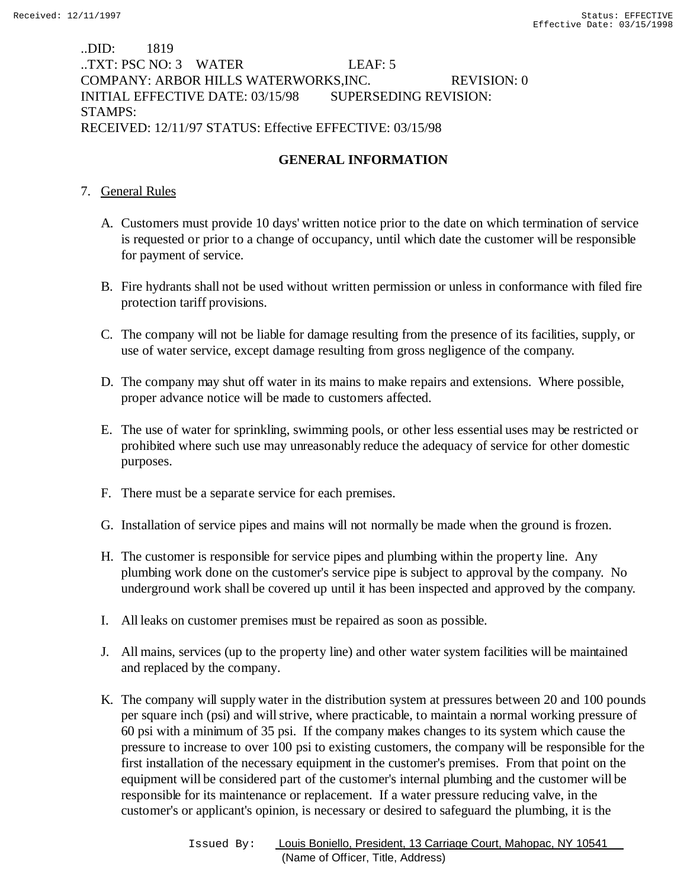..DID: 1819
..TXT: PSC NO: 3 WATER LEAF: 5
COMPANY: ARBOR HILLS WATERWORKS,INC. REVISION: 0
INITIAL EFFECTIVE DATE: 03/15/98 SUPERSEDING REVISION:
STAMPS:
RECEIVED: 12/11/97 STATUS: Effective EFFECTIVE: 03/15/98

## GENERAL INFORMATION

7. General Rules

   A. Customers must provide 10 days' written notice prior to the date on which termination of service is requested or prior to a change of occupancy, until which date the customer will be responsible for payment of service.

   B. Fire hydrants shall not be used without written permission or unless in conformance with filed fire protection tariff provisions.

   C. The company will not be liable for damage resulting from the presence of its facilities, supply, or use of water service, except damage resulting from gross negligence of the company.

   D. The company may shut off water in its mains to make repairs and extensions. Where possible, proper advance notice will be made to customers affected.

   E. The use of water for sprinkling, swimming pools, or other less essential uses may be restricted or prohibited where such use may unreasonably reduce the adequacy of service for other domestic purposes.

   F. There must be a separate service for each premises.

   G. Installation of service pipes and mains will not normally be made when the ground is frozen.

   H. The customer is responsible for service pipes and plumbing within the property line. Any plumbing work done on the customer's service pipe is subject to approval by the company. No underground work shall be covered up until it has been inspected and approved by the company.

   I. All leaks on customer premises must be repaired as soon as possible.

   J. All mains, services (up to the property line) and other water system facilities will be maintained and replaced by the company.

   K. The company will supply water in the distribution system at pressures between 20 and 100 pounds per square inch (psi) and will strive, where practicable, to maintain a normal working pressure of 60 psi with a minimum of 35 psi. If the company makes changes to its system which cause the pressure to increase to over 100 psi to existing customers, the company will be responsible for the first installation of the necessary equipment in the customer's premises. From that point on the equipment will be considered part of the customer's internal plumbing and the customer will be responsible for its maintenance or replacement. If a water pressure reducing valve, in the customer's or applicant's opinion, is necessary or desired to safeguard the plumbing, it is the

Issued By: Louis Boniello, President, 13 Carriage Court, Mahopac, NY 10541
(Name of Officer, Title, Address)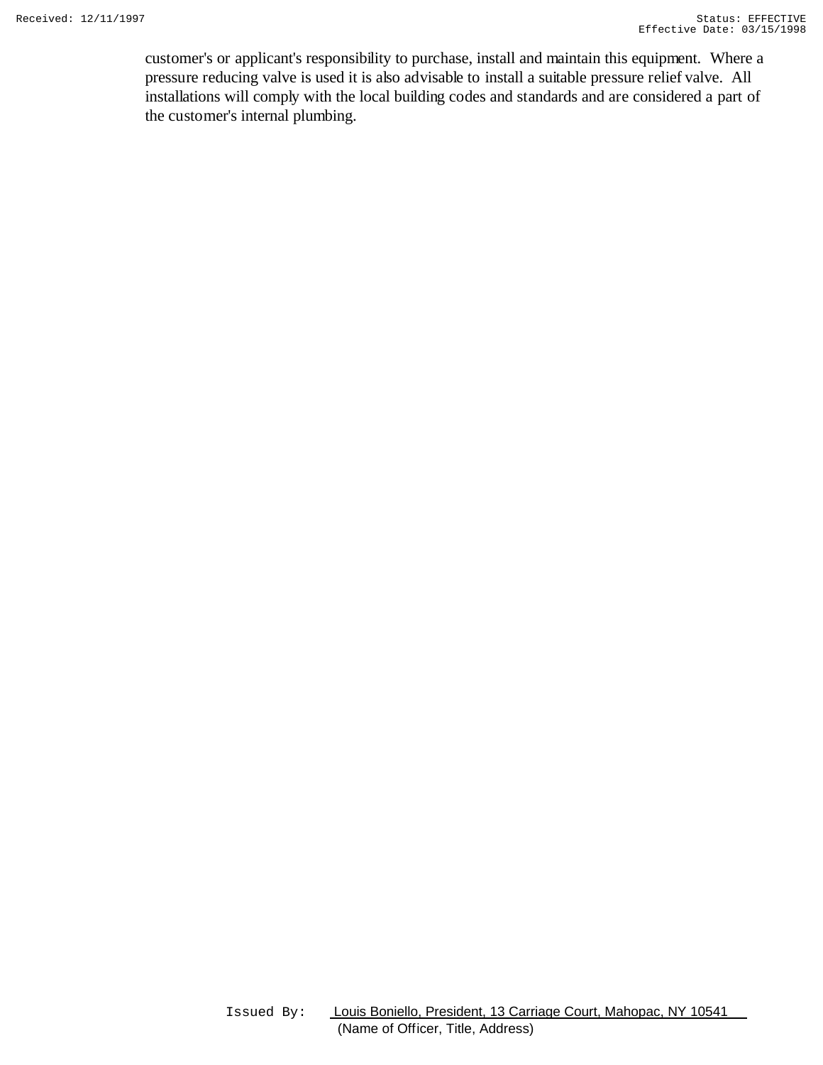customer's or applicant's responsibility to purchase, install and maintain this equipment. Where a pressure reducing valve is used it is also advisable to install a suitable pressure relief valve. All installations will comply with the local building codes and standards and are considered a part of the customer's internal plumbing.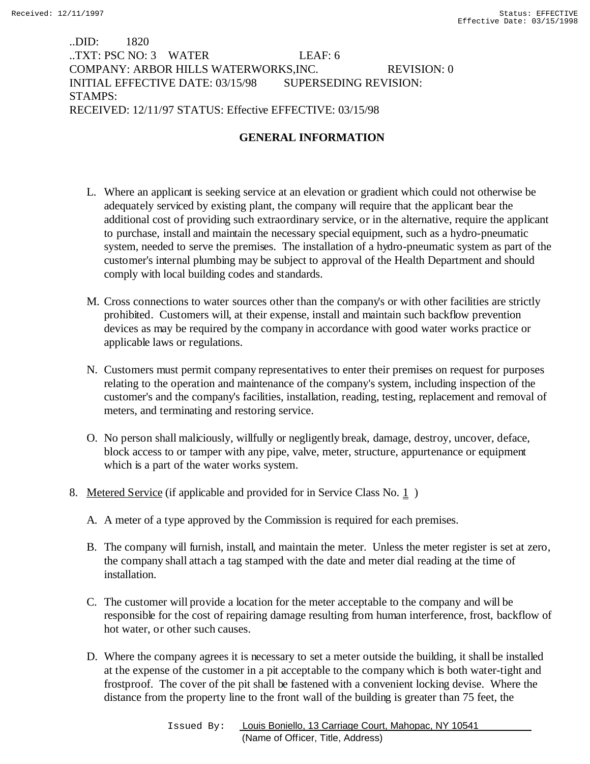..DID: 1820
..TXT: PSC NO: 3 WATER LEAF: 6
COMPANY: ARBOR HILLS WATERWORKS,INC. REVISION: 0
INITIAL EFFECTIVE DATE: 03/15/98 SUPERSEDING REVISION:
STAMPS:
RECEIVED: 12/11/97 STATUS: Effective EFFECTIVE: 03/15/98

## GENERAL INFORMATION

L. Where an applicant is seeking service at an elevation or gradient which could not otherwise be adequately serviced by existing plant, the company will require that the applicant bear the additional cost of providing such extraordinary service, or in the alternative, require the applicant to purchase, install and maintain the necessary special equipment, such as a hydro-pneumatic system, needed to serve the premises. The installation of a hydro-pneumatic system as part of the customer's internal plumbing may be subject to approval of the Health Department and should comply with local building codes and standards.

M. Cross connections to water sources other than the company's or with other facilities are strictly prohibited. Customers will, at their expense, install and maintain such backflow prevention devices as may be required by the company in accordance with good water works practice or applicable laws or regulations.

N. Customers must permit company representatives to enter their premises on request for purposes relating to the operation and maintenance of the company's system, including inspection of the customer's and the company's facilities, installation, reading, testing, replacement and removal of meters, and terminating and restoring service.

O. No person shall maliciously, willfully or negligently break, damage, destroy, uncover, deface, block access to or tamper with any pipe, valve, meter, structure, appurtenance or equipment which is a part of the water works system.

8. Metered Service (if applicable and provided for in Service Class No. 1 )

   A. A meter of a type approved by the Commission is required for each premises.

   B. The company will furnish, install, and maintain the meter. Unless the meter register is set at zero, the company shall attach a tag stamped with the date and meter dial reading at the time of installation.

   C. The customer will provide a location for the meter acceptable to the company and will be responsible for the cost of repairing damage resulting from human interference, frost, backflow of hot water, or other such causes.

   D. Where the company agrees it is necessary to set a meter outside the building, it shall be installed at the expense of the customer in a pit acceptable to the company which is both water-tight and frostproof. The cover of the pit shall be fastened with a convenient locking devise. Where the distance from the property line to the front wall of the building is greater than 75 feet, the

Issued By: Louis Boniello, 13 Carriage Court, Mahopac, NY 10541
(Name of Officer, Title, Address)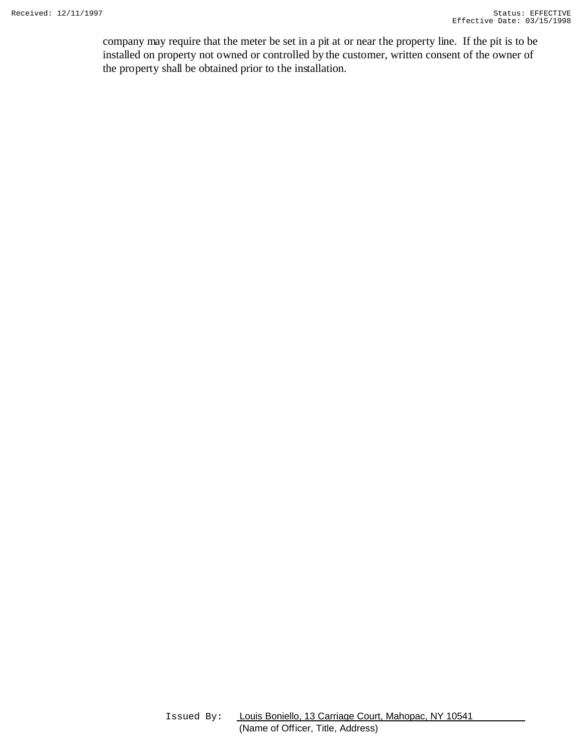company may require that the meter be set in a pit at or near the property line. If the pit is to be installed on property not owned or controlled by the customer, written consent of the owner of the property shall be obtained prior to the installation.

Issued By: Louis Boniello, 13 Carriage Court, Mahopac, NY 10541
(Name of Officer, Title, Address)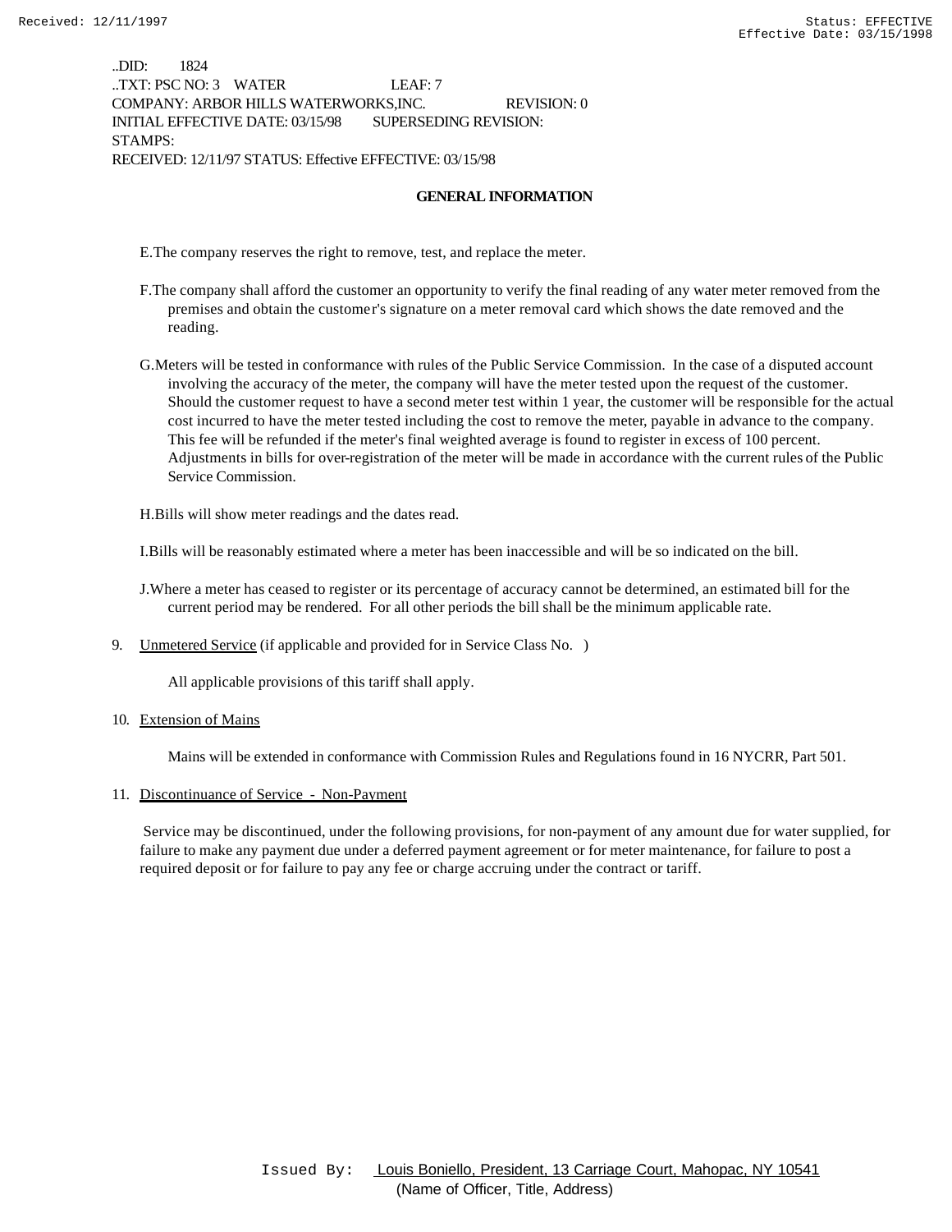..DID: 1824
..TXT: PSC NO: 3 WATER LEAF: 7
COMPANY: ARBOR HILLS WATERWORKS,INC. REVISION: 0
INITIAL EFFECTIVE DATE: 03/15/98 SUPERSEDING REVISION:
STAMPS:
RECEIVED: 12/11/97 STATUS: Effective EFFECTIVE: 03/15/98

## GENERAL INFORMATION

E. The company reserves the right to remove, test, and replace the meter.

F. The company shall afford the customer an opportunity to verify the final reading of any water meter removed from the premises and obtain the customer's signature on a meter removal card which shows the date removed and the reading.

G. Meters will be tested in conformance with rules of the Public Service Commission. In the case of a disputed account involving the accuracy of the meter, the company will have the meter tested upon the request of the customer. Should the customer request to have a second meter test within 1 year, the customer will be responsible for the actual cost incurred to have the meter tested including the cost to remove the meter, payable in advance to the company. This fee will be refunded if the meter's final weighted average is found to register in excess of 100 percent. Adjustments in bills for over-registration of the meter will be made in accordance with the current rules of the Public Service Commission.

H. Bills will show meter readings and the dates read.

I. Bills will be reasonably estimated where a meter has been inaccessible and will be so indicated on the bill.

J. Where a meter has ceased to register or its percentage of accuracy cannot be determined, an estimated bill for the current period may be rendered. For all other periods the bill shall be the minimum applicable rate.

9. Unmetered Service (if applicable and provided for in Service Class No. )

   All applicable provisions of this tariff shall apply.

10. Extension of Mains

    Mains will be extended in conformance with Commission Rules and Regulations found in 16 NYCRR, Part 501.

11. Discontinuance of Service - Non-Payment

    Service may be discontinued, under the following provisions, for non-payment of any amount due for water supplied, for failure to make any payment due under a deferred payment agreement or for meter maintenance, for failure to post a required deposit or for failure to pay any fee or charge accruing under the contract or tariff.

Issued By: Louis Boniello, President, 13 Carriage Court, Mahopac, NY 10541
(Name of Officer, Title, Address)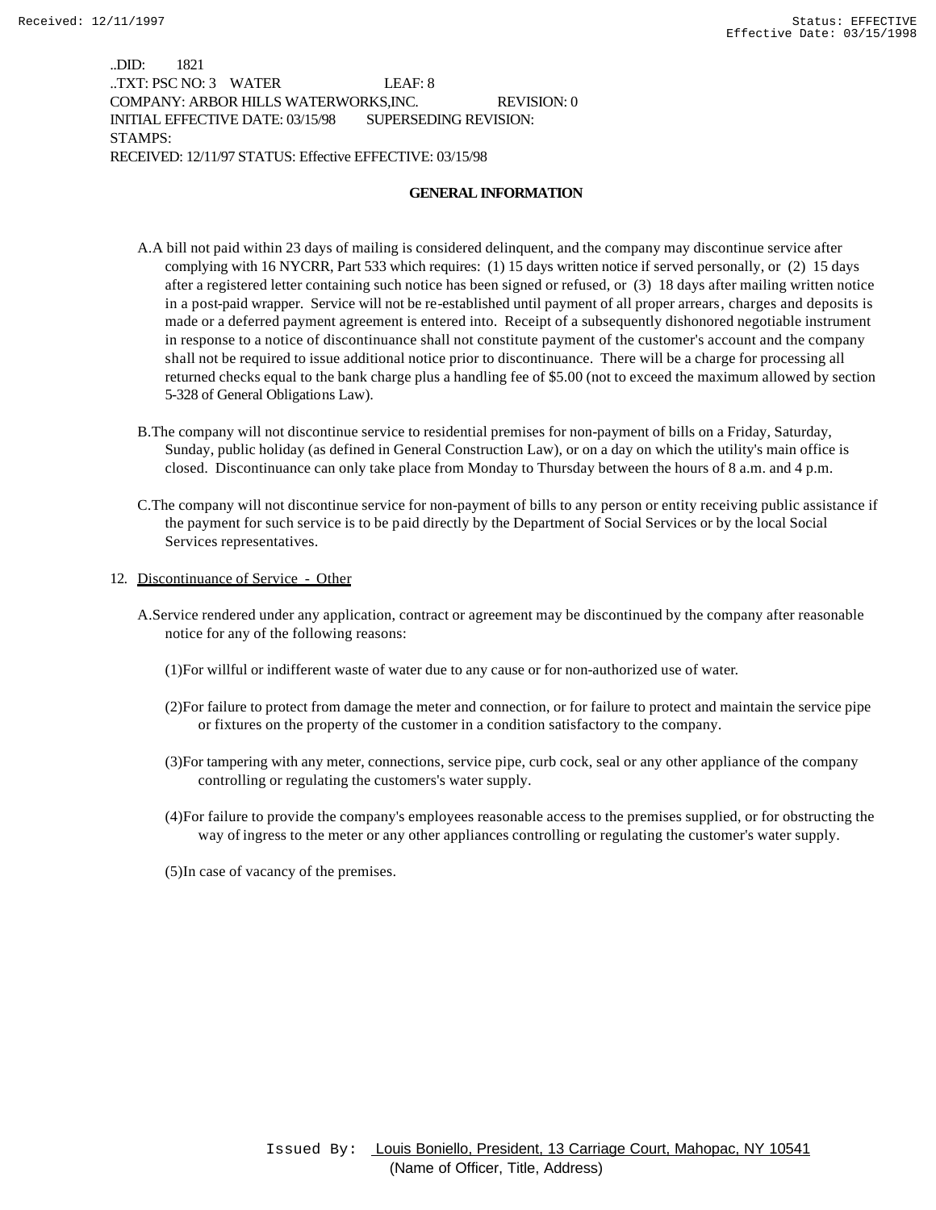..DID: 1821
..TXT: PSC NO: 3 WATER LEAF: 8
COMPANY: ARBOR HILLS WATERWORKS,INC. REVISION: 0
INITIAL EFFECTIVE DATE: 03/15/98 SUPERSEDING REVISION:
STAMPS:
RECEIVED: 12/11/97 STATUS: Effective EFFECTIVE: 03/15/98

**GENERAL INFORMATION**

A. A bill not paid within 23 days of mailing is considered delinquent, and the company may discontinue service after complying with 16 NYCRR, Part 533 which requires: (1) 15 days written notice if served personally, or (2) 15 days after a registered letter containing such notice has been signed or refused, or (3) 18 days after mailing written notice in a post-paid wrapper. Service will not be re-established until payment of all proper arrears, charges and deposits is made or a deferred payment agreement is entered into. Receipt of a subsequently dishonored negotiable instrument in response to a notice of discontinuance shall not constitute payment of the customer's account and the company shall not be required to issue additional notice prior to discontinuance. There will be a charge for processing all returned checks equal to the bank charge plus a handling fee of $5.00 (not to exceed the maximum allowed by section 5-328 of General Obligations Law).

B. The company will not discontinue service to residential premises for non-payment of bills on a Friday, Saturday, Sunday, public holiday (as defined in General Construction Law), or on a day on which the utility's main office is closed. Discontinuance can only take place from Monday to Thursday between the hours of 8 a.m. and 4 p.m.

C. The company will not discontinue service for non-payment of bills to any person or entity receiving public assistance if the payment for such service is to be paid directly by the Department of Social Services or by the local Social Services representatives.

12. <u>Discontinuance of Service - Other</u>

A. Service rendered under any application, contract or agreement may be discontinued by the company after reasonable notice for any of the following reasons:

(1) For willful or indifferent waste of water due to any cause or for non-authorized use of water.

(2) For failure to protect from damage the meter and connection, or for failure to protect and maintain the service pipe or fixtures on the property of the customer in a condition satisfactory to the company.

(3) For tampering with any meter, connections, service pipe, curb cock, seal or any other appliance of the company controlling or regulating the customers's water supply.

(4) For failure to provide the company's employees reasonable access to the premises supplied, or for obstructing the way of ingress to the meter or any other appliances controlling or regulating the customer's water supply.

(5) In case of vacancy of the premises.

Issued By: Louis Boniello, President, 13 Carriage Court, Mahopac, NY 10541
(Name of Officer, Title, Address)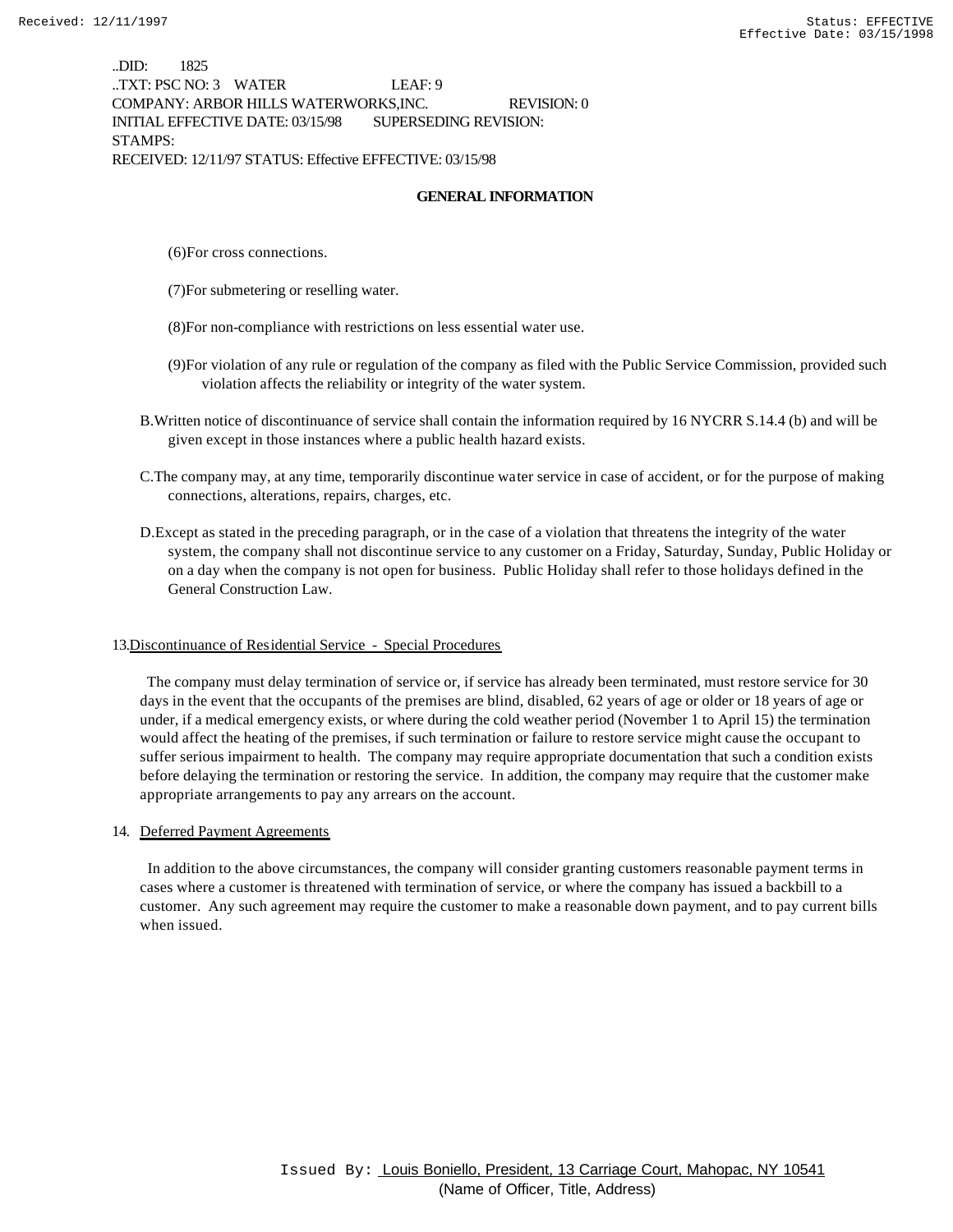..DID: 1825
..TXT: PSC NO: 3 WATER LEAF: 9
COMPANY: ARBOR HILLS WATERWORKS,INC. REVISION: 0
INITIAL EFFECTIVE DATE: 03/15/98 SUPERSEDING REVISION:
STAMPS:
RECEIVED: 12/11/97 STATUS: Effective EFFECTIVE: 03/15/98

**GENERAL INFORMATION**

(6)For cross connections.

(7)For submetering or reselling water.

(8)For non-compliance with restrictions on less essential water use.

(9)For violation of any rule or regulation of the company as filed with the Public Service Commission, provided such violation affects the reliability or integrity of the water system.

B.Written notice of discontinuance of service shall contain the information required by 16 NYCRR S.14.4 (b) and will be given except in those instances where a public health hazard exists.

C.The company may, at any time, temporarily discontinue water service in case of accident, or for the purpose of making connections, alterations, repairs, charges, etc.

D.Except as stated in the preceding paragraph, or in the case of a violation that threatens the integrity of the water system, the company shall not discontinue service to any customer on a Friday, Saturday, Sunday, Public Holiday or on a day when the company is not open for business. Public Holiday shall refer to those holidays defined in the General Construction Law.

13.Discontinuance of Residential Service - Special Procedures

The company must delay termination of service or, if service has already been terminated, must restore service for 30 days in the event that the occupants of the premises are blind, disabled, 62 years of age or older or 18 years of age or under, if a medical emergency exists, or where during the cold weather period (November 1 to April 15) the termination would affect the heating of the premises, if such termination or failure to restore service might cause the occupant to suffer serious impairment to health. The company may require appropriate documentation that such a condition exists before delaying the termination or restoring the service. In addition, the company may require that the customer make appropriate arrangements to pay any arrears on the account.

14. Deferred Payment Agreements

In addition to the above circumstances, the company will consider granting customers reasonable payment terms in cases where a customer is threatened with termination of service, or where the company has issued a backbill to a customer. Any such agreement may require the customer to make a reasonable down payment, and to pay current bills when issued.

Issued By: Louis Boniello, President, 13 Carriage Court, Mahopac, NY 10541
(Name of Officer, Title, Address)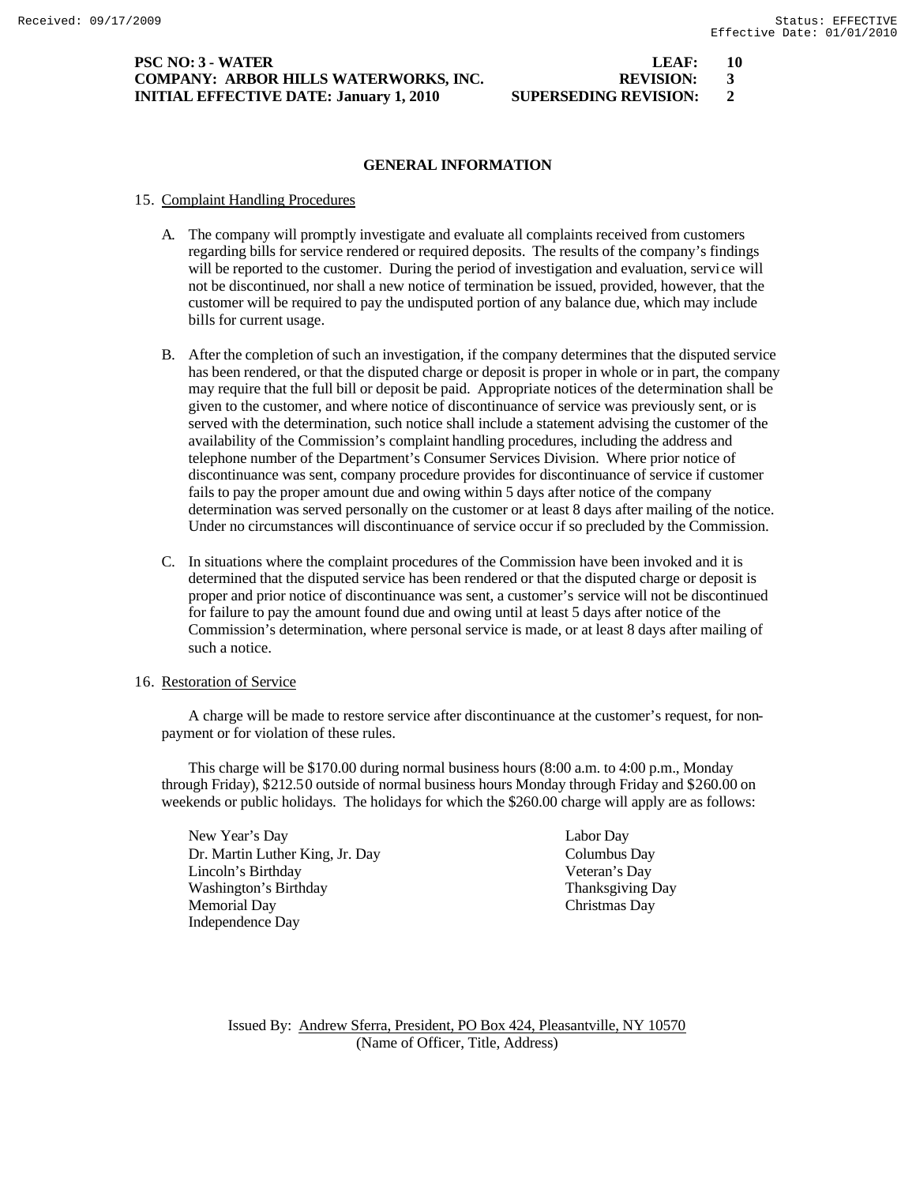**PSC NO: 3 - WATER** **LEAF: 10**
**COMPANY: ARBOR HILLS WATERWORKS, INC.** **REVISION: 3**
**INITIAL EFFECTIVE DATE: January 1, 2010** **SUPERSEDING REVISION: 2**

## GENERAL INFORMATION

15. Complaint Handling Procedures

A. The company will promptly investigate and evaluate all complaints received from customers regarding bills for service rendered or required deposits. The results of the company's findings will be reported to the customer. During the period of investigation and evaluation, service will not be discontinued, nor shall a new notice of termination be issued, provided, however, that the customer will be required to pay the undisputed portion of any balance due, which may include bills for current usage.

B. After the completion of such an investigation, if the company determines that the disputed service has been rendered, or that the disputed charge or deposit is proper in whole or in part, the company may require that the full bill or deposit be paid. Appropriate notices of the determination shall be given to the customer, and where notice of discontinuance of service was previously sent, or is served with the determination, such notice shall include a statement advising the customer of the availability of the Commission's complaint handling procedures, including the address and telephone number of the Department's Consumer Services Division. Where prior notice of discontinuance was sent, company procedure provides for discontinuance of service if customer fails to pay the proper amount due and owing within 5 days after notice of the company determination was served personally on the customer or at least 8 days after mailing of the notice. Under no circumstances will discontinuance of service occur if so precluded by the Commission.

C. In situations where the complaint procedures of the Commission have been invoked and it is determined that the disputed service has been rendered or that the disputed charge or deposit is proper and prior notice of discontinuance was sent, a customer's service will not be discontinued for failure to pay the amount found due and owing until at least 5 days after notice of the Commission's determination, where personal service is made, or at least 8 days after mailing of such a notice.

16. Restoration of Service

A charge will be made to restore service after discontinuance at the customer's request, for non-payment or for violation of these rules.

This charge will be $170.00 during normal business hours (8:00 a.m. to 4:00 p.m., Monday through Friday), $212.50 outside of normal business hours Monday through Friday and $260.00 on weekends or public holidays. The holidays for which the $260.00 charge will apply are as follows:

- New Year's Day
- Dr. Martin Luther King, Jr. Day
- Lincoln's Birthday
- Washington's Birthday
- Memorial Day
- Independence Day
- Labor Day
- Columbus Day
- Veteran's Day
- Thanksgiving Day
- Christmas Day

Issued By: Andrew Sferra, President, PO Box 424, Pleasantville, NY 10570
(Name of Officer, Title, Address)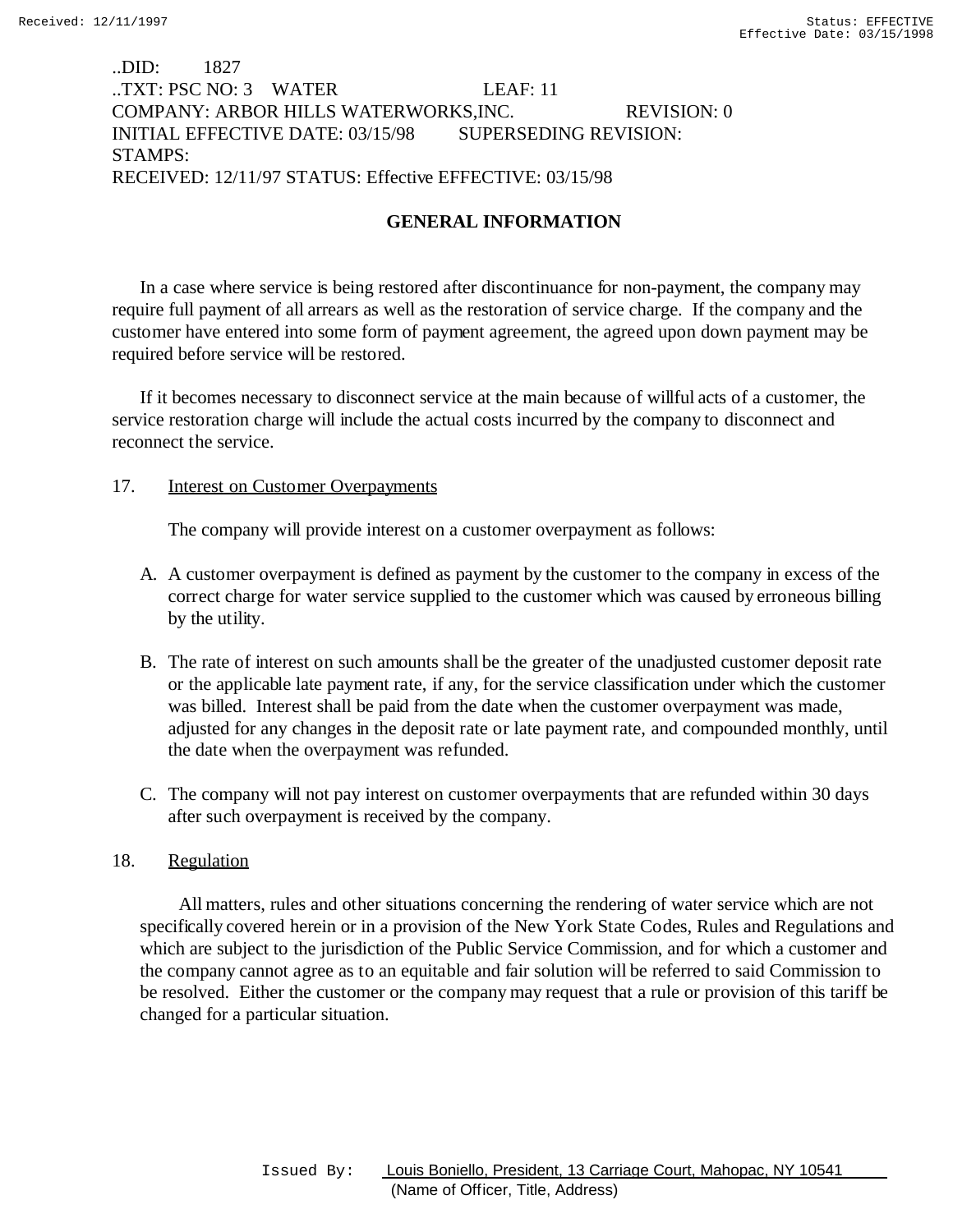..DID: 1827
..TXT: PSC NO: 3 WATER LEAF: 11
COMPANY: ARBOR HILLS WATERWORKS,INC. REVISION: 0
INITIAL EFFECTIVE DATE: 03/15/98 SUPERSEDING REVISION:
STAMPS:
RECEIVED: 12/11/97 STATUS: Effective EFFECTIVE: 03/15/98

## GENERAL INFORMATION

In a case where service is being restored after discontinuance for non-payment, the company may require full payment of all arrears as well as the restoration of service charge. If the company and the customer have entered into some form of payment agreement, the agreed upon down payment may be required before service will be restored.

If it becomes necessary to disconnect service at the main because of willful acts of a customer, the service restoration charge will include the actual costs incurred by the company to disconnect and reconnect the service.

17. Interest on Customer Overpayments

The company will provide interest on a customer overpayment as follows:

A. A customer overpayment is defined as payment by the customer to the company in excess of the correct charge for water service supplied to the customer which was caused by erroneous billing by the utility.

B. The rate of interest on such amounts shall be the greater of the unadjusted customer deposit rate or the applicable late payment rate, if any, for the service classification under which the customer was billed. Interest shall be paid from the date when the customer overpayment was made, adjusted for any changes in the deposit rate or late payment rate, and compounded monthly, until the date when the overpayment was refunded.

C. The company will not pay interest on customer overpayments that are refunded within 30 days after such overpayment is received by the company.

18. Regulation

All matters, rules and other situations concerning the rendering of water service which are not specifically covered herein or in a provision of the New York State Codes, Rules and Regulations and which are subject to the jurisdiction of the Public Service Commission, and for which a customer and the company cannot agree as to an equitable and fair solution will be referred to said Commission to be resolved. Either the customer or the company may request that a rule or provision of this tariff be changed for a particular situation.

Issued By: Louis Boniello, President, 13 Carriage Court, Mahopac, NY 10541
(Name of Officer, Title, Address)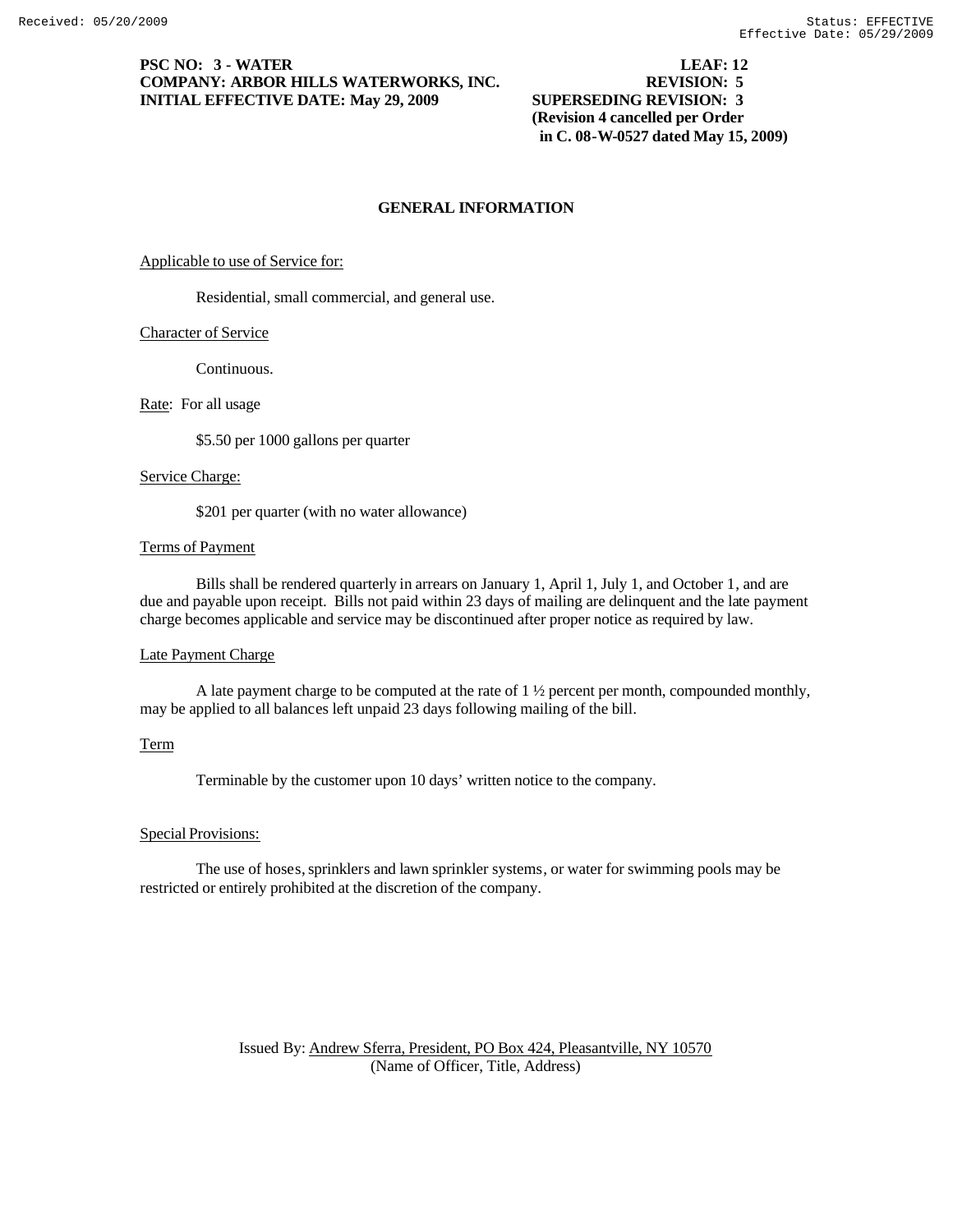Received: 05/20/2009 Status: EFFECTIVE
Effective Date: 05/29/2009

**PSC NO: 3 - WATER** **LEAF: 12**
**COMPANY: ARBOR HILLS WATERWORKS, INC.** **REVISION: 5**
**INITIAL EFFECTIVE DATE: May 29, 2009** **SUPERSEDING REVISION: 3**
**(Revision 4 cancelled per Order in C. 08-W-0527 dated May 15, 2009)**

## GENERAL INFORMATION

Applicable to use of Service for:

Residential, small commercial, and general use.

Character of Service

Continuous.

Rate: For all usage

$5.50 per 1000 gallons per quarter

Service Charge:

$201 per quarter (with no water allowance)

Terms of Payment

Bills shall be rendered quarterly in arrears on January 1, April 1, July 1, and October 1, and are due and payable upon receipt. Bills not paid within 23 days of mailing are delinquent and the late payment charge becomes applicable and service may be discontinued after proper notice as required by law.

Late Payment Charge

A late payment charge to be computed at the rate of 1 ½ percent per month, compounded monthly, may be applied to all balances left unpaid 23 days following mailing of the bill.

Term

Terminable by the customer upon 10 days' written notice to the company.

Special Provisions:

The use of hoses, sprinklers and lawn sprinkler systems, or water for swimming pools may be restricted or entirely prohibited at the discretion of the company.

Issued By: Andrew Sferra, President, PO Box 424, Pleasantville, NY 10570
(Name of Officer, Title, Address)